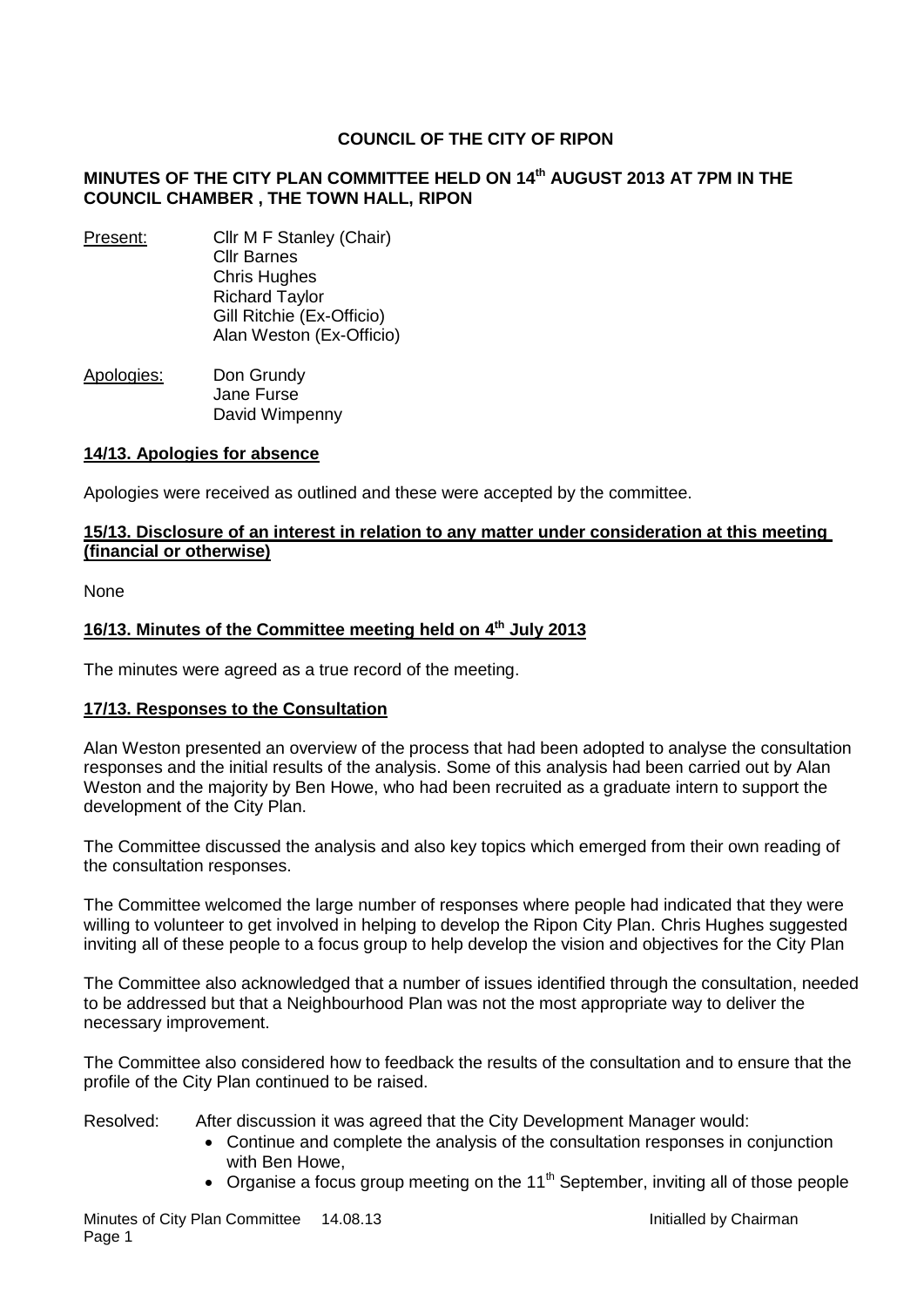**COUNCIL OF THE CITY OF RIPON**

**MINUTES OF THE CITY PLAN COMMITTEE HELD ON 14th AUGUST 2013 AT 7PM IN THE COUNCIL CHAMBER , THE TOWN HALL, RIPON**

Present: Cllr M F Stanley (Chair)
Cllr Barnes
Chris Hughes
Richard Taylor
Gill Ritchie (Ex-Officio)
Alan Weston (Ex-Officio)

Apologies: Don Grundy
Jane Furse
David Wimpenny

**14/13. Apologies for absence**

Apologies were received as outlined and these were accepted by the committee.

**15/13. Disclosure of an interest in relation to any matter under consideration at this meeting (financial or otherwise)**

None

**16/13. Minutes of the Committee meeting held on 4th July 2013**

The minutes were agreed as a true record of the meeting.

**17/13. Responses to the Consultation**

Alan Weston presented an overview of the process that had been adopted to analyse the consultation responses and the initial results of the analysis. Some of this analysis had been carried out by Alan Weston and the majority by Ben Howe, who had been recruited as a graduate intern to support the development of the City Plan.

The Committee discussed the analysis and also key topics which emerged from their own reading of the consultation responses.

The Committee welcomed the large number of responses where people had indicated that they were willing to volunteer to get involved in helping to develop the Ripon City Plan. Chris Hughes suggested inviting all of these people to a focus group to help develop the vision and objectives for the City Plan

The Committee also acknowledged that a number of issues identified through the consultation, needed to be addressed but that a Neighbourhood Plan was not the most appropriate way to deliver the necessary improvement.

The Committee also considered how to feedback the results of the consultation and to ensure that the profile of the City Plan continued to be raised.

Resolved: After discussion it was agreed that the City Development Manager would:

- Continue and complete the analysis of the consultation responses in conjunction with Ben Howe,
- Organise a focus group meeting on the 11th September, inviting all of those people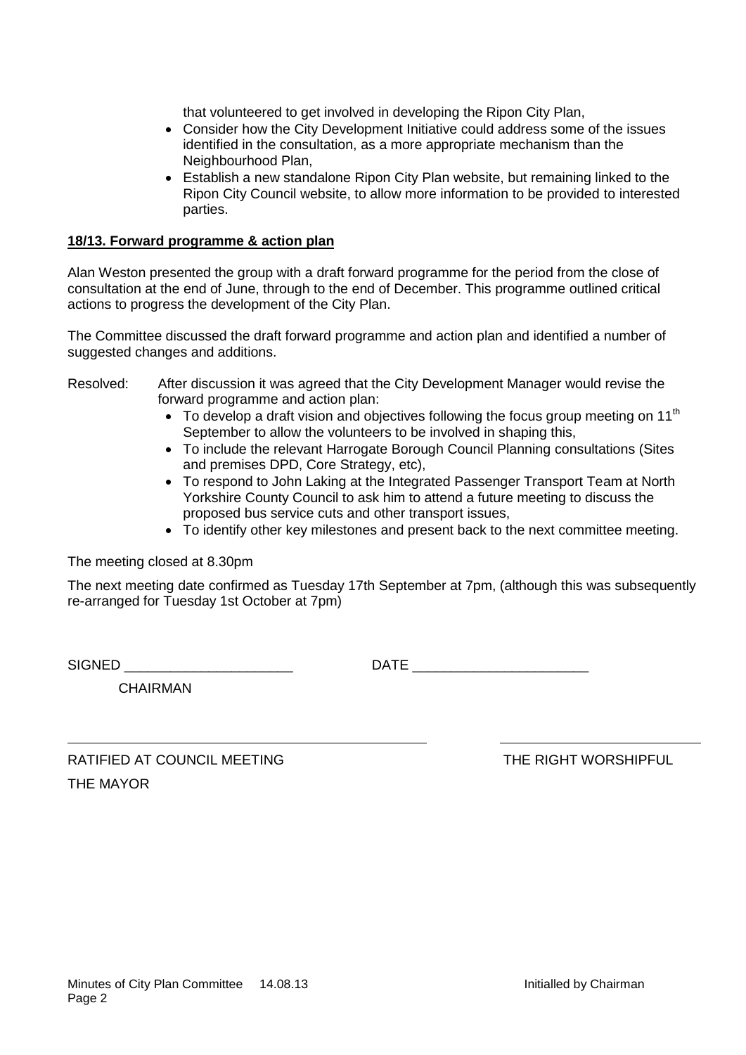that volunteered to get involved in developing the Ripon City Plan,

- Consider how the City Development Initiative could address some of the issues identified in the consultation, as a more appropriate mechanism than the Neighbourhood Plan,
- Establish a new standalone Ripon City Plan website, but remaining linked to the Ripon City Council website, to allow more information to be provided to interested parties.

**18/13. Forward programme & action plan**

Alan Weston presented the group with a draft forward programme for the period from the close of consultation at the end of June, through to the end of December. This programme outlined critical actions to progress the development of the City Plan.

The Committee discussed the draft forward programme and action plan and identified a number of suggested changes and additions.

Resolved: After discussion it was agreed that the City Development Manager would revise the forward programme and action plan:

- To develop a draft vision and objectives following the focus group meeting on 11th September to allow the volunteers to be involved in shaping this,
- To include the relevant Harrogate Borough Council Planning consultations (Sites and premises DPD, Core Strategy, etc),
- To respond to John Laking at the Integrated Passenger Transport Team at North Yorkshire County Council to ask him to attend a future meeting to discuss the proposed bus service cuts and other transport issues,
- To identify other key milestones and present back to the next committee meeting.

The meeting closed at 8.30pm

The next meeting date confirmed as Tuesday 17th September at 7pm, (although this was subsequently re-arranged for Tuesday 1st October at 7pm)

SIGNED ______________________ DATE _______________________

CHAIRMAN

RATIFIED AT COUNCIL MEETING THE RIGHT WORSHIPFUL

THE MAYOR

Minutes of City Plan Committee 14.08.13 Initialled by Chairman